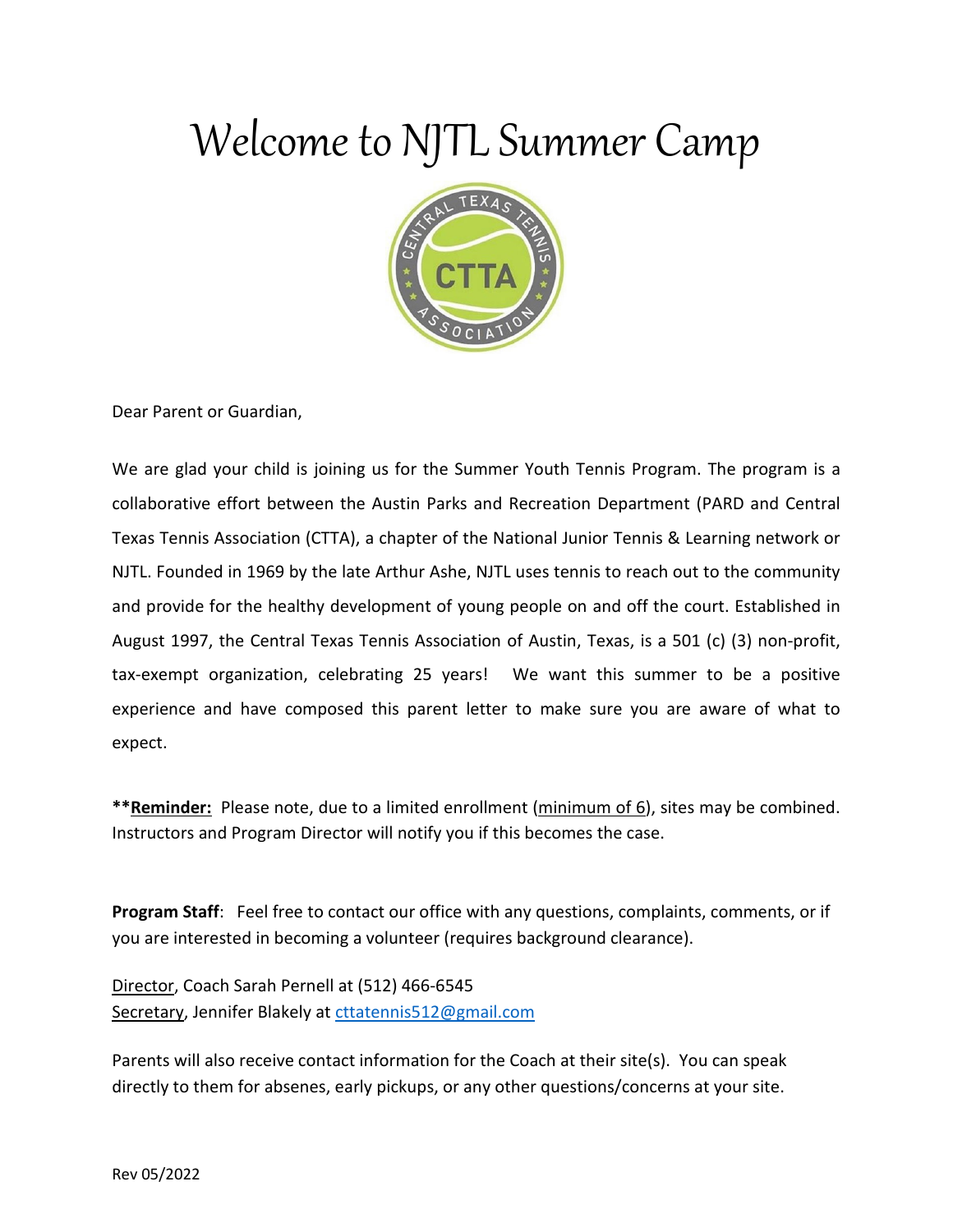# Welcome to NJTL Summer Camp

Dear Parent or Guardian,

We are glad your child is joining us for the Summer Youth Tennis Program. The program is a collaborative effort between the Austin Parks and Recreation Department (PARD and Central Texas Tennis Association (CTTA), a chapter of the National Junior Tennis & Learning network or NJTL. Founded in 1969 by the late Arthur Ashe, NJTL uses tennis to reach out to the community and provide for the healthy development of young people on and off the court. Established in August 1997, the Central Texas Tennis Association of Austin, Texas, is a 501 (c) (3) non-profit, tax-exempt organization, celebrating 25 years! We want this summer to be a positive experience and have composed this parent letter to make sure you are aware of what to expect.

****Reminder:** Please note, due to a limited enrollment (minimum of 6), sites may be combined. Instructors and Program Director will notify you if this becomes the case.

**Program Staff**: Feel free to contact our office with any questions, complaints, comments, or if you are interested in becoming a volunteer (requires background clearance).

Director, Coach Sarah Pernell at (512) 466-6545
Secretary, Jennifer Blakely at cttatennis512@gmail.com

Parents will also receive contact information for the Coach at their site(s). You can speak directly to them for absenes, early pickups, or any other questions/concerns at your site.

Rev 05/2022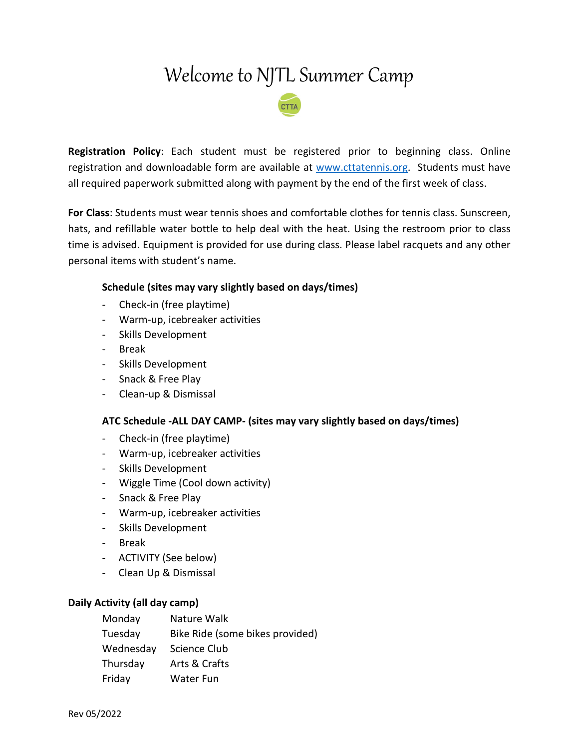# Welcome to NJTL Summer Camp

CTTA

**Registration Policy**: Each student must be registered prior to beginning class. Online registration and downloadable form are available at www.cttatennis.org. Students must have all required paperwork submitted along with payment by the end of the first week of class.

**For Class**: Students must wear tennis shoes and comfortable clothes for tennis class. Sunscreen, hats, and refillable water bottle to help deal with the heat. Using the restroom prior to class time is advised. Equipment is provided for use during class. Please label racquets and any other personal items with student's name.

**Schedule (sites may vary slightly based on days/times)**

- Check-in (free playtime)
- Warm-up, icebreaker activities
- Skills Development
- Break
- Skills Development
- Snack & Free Play
- Clean-up & Dismissal

**ATC Schedule -ALL DAY CAMP- (sites may vary slightly based on days/times)**

- Check-in (free playtime)
- Warm-up, icebreaker activities
- Skills Development
- Wiggle Time (Cool down activity)
- Snack & Free Play
- Warm-up, icebreaker activities
- Skills Development
- Break
- ACTIVITY (See below)
- Clean Up & Dismissal

**Daily Activity (all day camp)**

| | |
|---|---|
| Monday | Nature Walk |
| Tuesday | Bike Ride (some bikes provided) |
| Wednesday | Science Club |
| Thursday | Arts & Crafts |
| Friday | Water Fun |

Rev 05/2022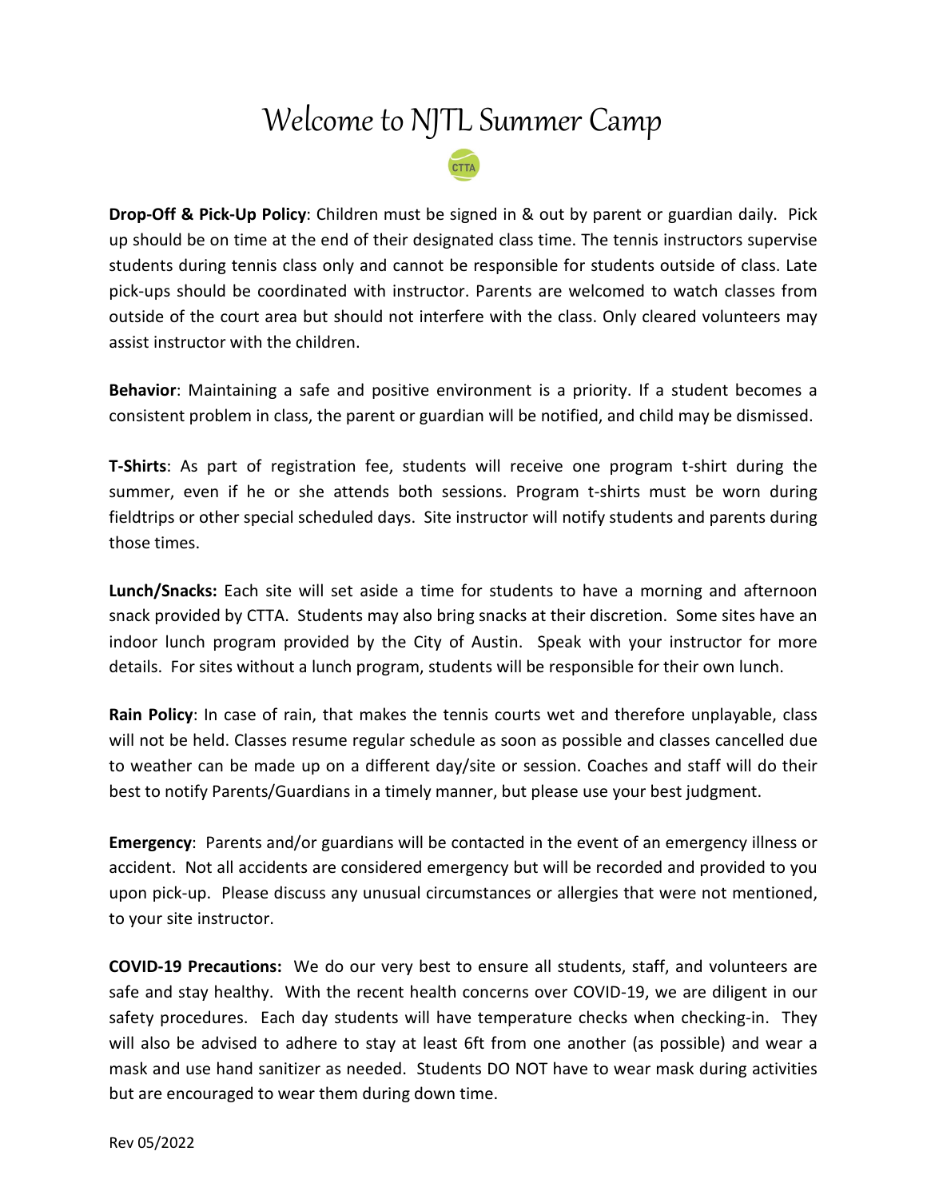# Welcome to NJTL Summer Camp

CTTA

**Drop-Off & Pick-Up Policy**: Children must be signed in & out by parent or guardian daily. Pick up should be on time at the end of their designated class time. The tennis instructors supervise students during tennis class only and cannot be responsible for students outside of class. Late pick-ups should be coordinated with instructor. Parents are welcomed to watch classes from outside of the court area but should not interfere with the class. Only cleared volunteers may assist instructor with the children.

**Behavior**: Maintaining a safe and positive environment is a priority. If a student becomes a consistent problem in class, the parent or guardian will be notified, and child may be dismissed.

**T-Shirts**: As part of registration fee, students will receive one program t-shirt during the summer, even if he or she attends both sessions. Program t-shirts must be worn during fieldtrips or other special scheduled days. Site instructor will notify students and parents during those times.

**Lunch/Snacks:** Each site will set aside a time for students to have a morning and afternoon snack provided by CTTA. Students may also bring snacks at their discretion. Some sites have an indoor lunch program provided by the City of Austin. Speak with your instructor for more details. For sites without a lunch program, students will be responsible for their own lunch.

**Rain Policy**: In case of rain, that makes the tennis courts wet and therefore unplayable, class will not be held. Classes resume regular schedule as soon as possible and classes cancelled due to weather can be made up on a different day/site or session. Coaches and staff will do their best to notify Parents/Guardians in a timely manner, but please use your best judgment.

**Emergency**: Parents and/or guardians will be contacted in the event of an emergency illness or accident. Not all accidents are considered emergency but will be recorded and provided to you upon pick-up. Please discuss any unusual circumstances or allergies that were not mentioned, to your site instructor.

**COVID-19 Precautions:** We do our very best to ensure all students, staff, and volunteers are safe and stay healthy. With the recent health concerns over COVID-19, we are diligent in our safety procedures. Each day students will have temperature checks when checking-in. They will also be advised to adhere to stay at least 6ft from one another (as possible) and wear a mask and use hand sanitizer as needed. Students DO NOT have to wear mask during activities but are encouraged to wear them during down time.

Rev 05/2022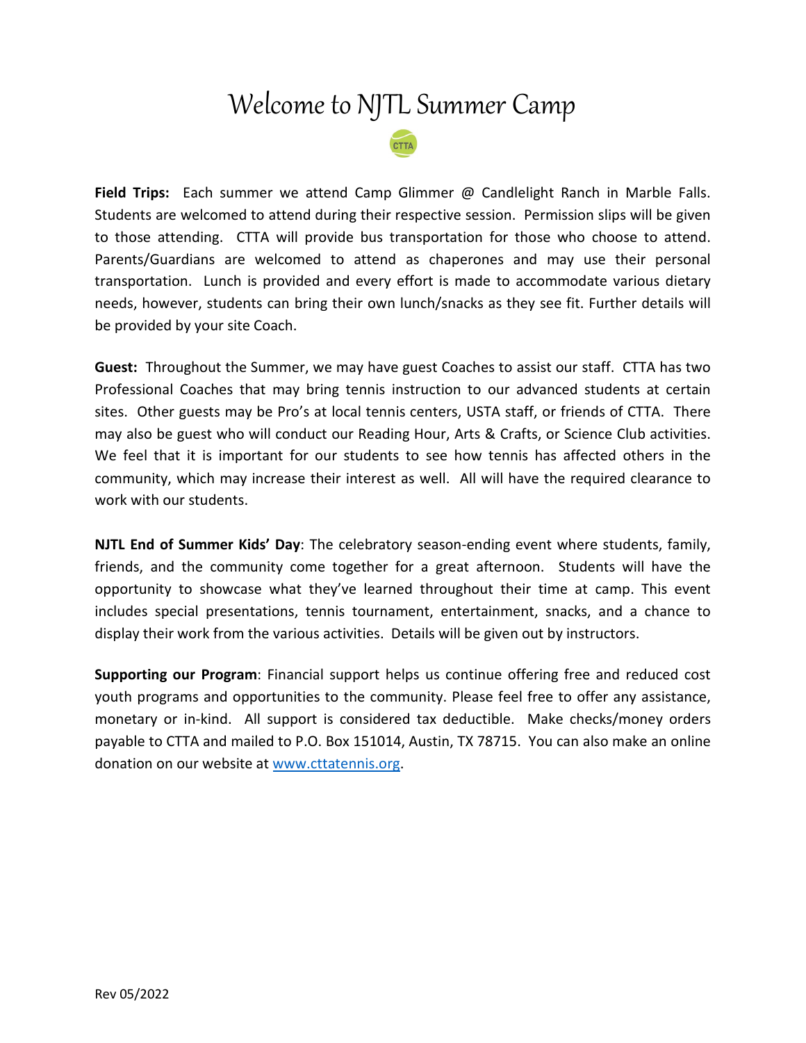# Welcome to NJTL Summer Camp

CTTA

**Field Trips:** Each summer we attend Camp Glimmer @ Candlelight Ranch in Marble Falls. Students are welcomed to attend during their respective session. Permission slips will be given to those attending. CTTA will provide bus transportation for those who choose to attend. Parents/Guardians are welcomed to attend as chaperones and may use their personal transportation. Lunch is provided and every effort is made to accommodate various dietary needs, however, students can bring their own lunch/snacks as they see fit. Further details will be provided by your site Coach.

**Guest:** Throughout the Summer, we may have guest Coaches to assist our staff. CTTA has two Professional Coaches that may bring tennis instruction to our advanced students at certain sites. Other guests may be Pro's at local tennis centers, USTA staff, or friends of CTTA. There may also be guest who will conduct our Reading Hour, Arts & Crafts, or Science Club activities. We feel that it is important for our students to see how tennis has affected others in the community, which may increase their interest as well. All will have the required clearance to work with our students.

**NJTL End of Summer Kids' Day**: The celebratory season-ending event where students, family, friends, and the community come together for a great afternoon. Students will have the opportunity to showcase what they've learned throughout their time at camp. This event includes special presentations, tennis tournament, entertainment, snacks, and a chance to display their work from the various activities. Details will be given out by instructors.

**Supporting our Program**: Financial support helps us continue offering free and reduced cost youth programs and opportunities to the community. Please feel free to offer any assistance, monetary or in-kind. All support is considered tax deductible. Make checks/money orders payable to CTTA and mailed to P.O. Box 151014, Austin, TX 78715. You can also make an online donation on our website at www.cttatennis.org.

Rev 05/2022